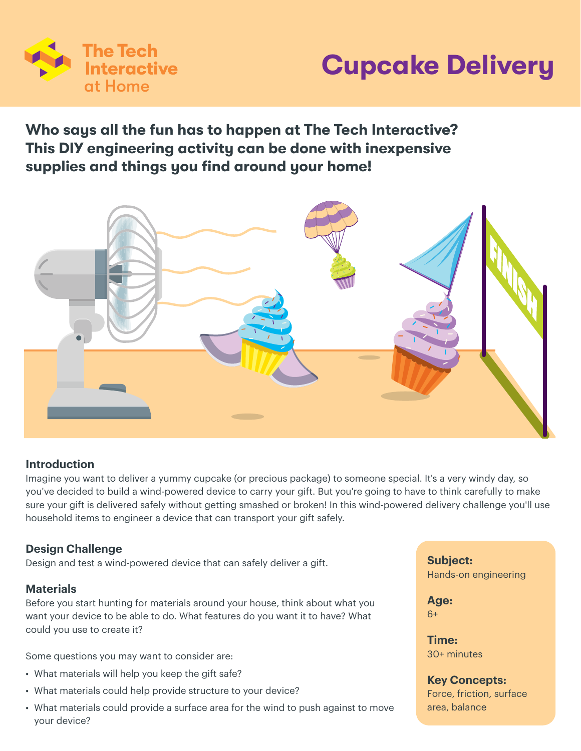The Tech Interactive at Home

# Cupcake Delivery

**Who says all the fun has to happen at The Tech Interactive? This DIY engineering activity can be done with inexpensive supplies and things you find around your home!**

FINISH

## Introduction

Imagine you want to deliver a yummy cupcake (or precious package) to someone special. It's a very windy day, so you've decided to build a wind-powered device to carry your gift. But you're going to have to think carefully to make sure your gift is delivered safely without getting smashed or broken! In this wind-powered delivery challenge you'll use household items to engineer a device that can transport your gift safely.

## Design Challenge

Design and test a wind-powered device that can safely deliver a gift.

## Materials

Before you start hunting for materials around your house, think about what you want your device to be able to do. What features do you want it to have? What could you use to create it?

Some questions you may want to consider are:

- What materials will help you keep the gift safe?
- What materials could help provide structure to your device?
- What materials could provide a surface area for the wind to push against to move your device?

**Subject:**
Hands-on engineering

**Age:**
6+

**Time:**
30+ minutes

**Key Concepts:**
Force, friction, surface area, balance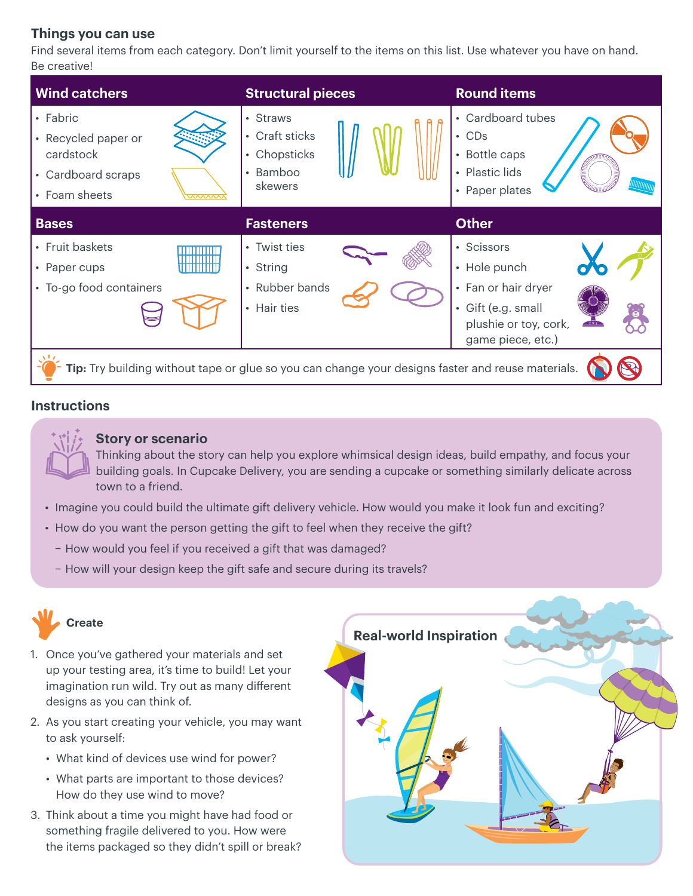## Things you can use

Find several items from each category. Don't limit yourself to the items on this list. Use whatever you have on hand. Be creative!

| Wind catchers | Structural pieces | Round items |
| --- | --- | --- |
| • Fabric<br>• Recycled paper or cardstock<br>• Cardboard scraps<br>• Foam sheets | • Straws<br>• Craft sticks<br>• Chopsticks<br>• Bamboo skewers | • Cardboard tubes<br>• CDs<br>• Bottle caps<br>• Plastic lids<br>• Paper plates |
| **Bases** | **Fasteners** | **Other** |
| • Fruit baskets<br>• Paper cups<br>• To-go food containers | • Twist ties<br>• String<br>• Rubber bands<br>• Hair ties | • Scissors<br>• Hole punch<br>• Fan or hair dryer<br>• Gift (e.g. small plushie or toy, cork, game piece, etc.) |

**Tip:** Try building without tape or glue so you can change your designs faster and reuse materials.

## Instructions

### Story or scenario

Thinking about the story can help you explore whimsical design ideas, build empathy, and focus your building goals. In Cupcake Delivery, you are sending a cupcake or something similarly delicate across town to a friend.

- Imagine you could build the ultimate gift delivery vehicle. How would you make it look fun and exciting?
- How do you want the person getting the gift to feel when they receive the gift?
  - How would you feel if you received a gift that was damaged?
  - How will your design keep the gift safe and secure during its travels?

### Create

1. Once you've gathered your materials and set up your testing area, it's time to build! Let your imagination run wild. Try out as many different designs as you can think of.
2. As you start creating your vehicle, you may want to ask yourself:
   - What kind of devices use wind for power?
   - What parts are important to those devices? How do they use wind to move?
3. Think about a time you might have had food or something fragile delivered to you. How were the items packaged so they didn't spill or break?

Real-world Inspiration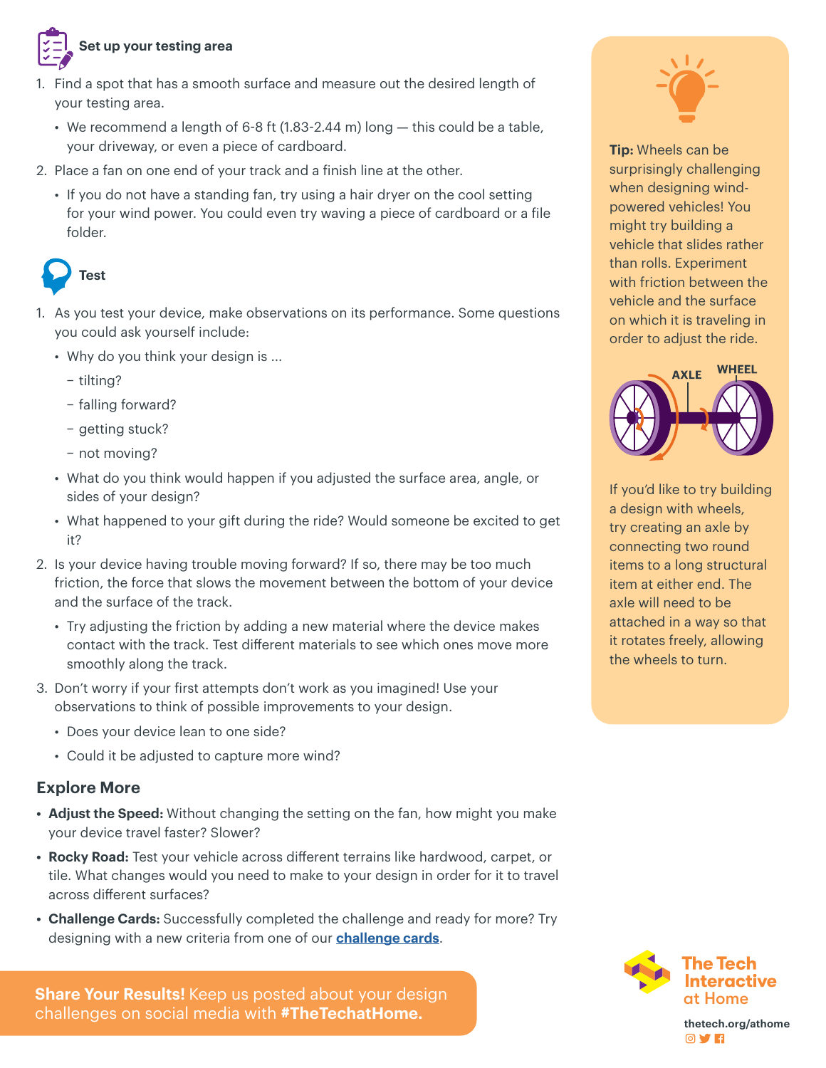### Set up your testing area

1. Find a spot that has a smooth surface and measure out the desired length of your testing area.
   - We recommend a length of 6-8 ft (1.83-2.44 m) long — this could be a table, your driveway, or even a piece of cardboard.
2. Place a fan on one end of your track and a finish line at the other.
   - If you do not have a standing fan, try using a hair dryer on the cool setting for your wind power. You could even try waving a piece of cardboard or a file folder.

### Test

1. As you test your device, make observations on its performance. Some questions you could ask yourself include:
   - Why do you think your design is ...
     - tilting?
     - falling forward?
     - getting stuck?
     - not moving?
   - What do you think would happen if you adjusted the surface area, angle, or sides of your design?
   - What happened to your gift during the ride? Would someone be excited to get it?
2. Is your device having trouble moving forward? If so, there may be too much friction, the force that slows the movement between the bottom of your device and the surface of the track.
   - Try adjusting the friction by adding a new material where the device makes contact with the track. Test different materials to see which ones move more smoothly along the track.
3. Don't worry if your first attempts don't work as you imagined! Use your observations to think of possible improvements to your design.
   - Does your device lean to one side?
   - Could it be adjusted to capture more wind?

## Explore More

- **Adjust the Speed:** Without changing the setting on the fan, how might you make your device travel faster? Slower?
- **Rocky Road:** Test your vehicle across different terrains like hardwood, carpet, or tile. What changes would you need to make to your design in order for it to travel across different surfaces?
- **Challenge Cards:** Successfully completed the challenge and ready for more? Try designing with a new criteria from one of our challenge cards.

**Share Your Results!** Keep us posted about your design challenges on social media with **#TheTechatHome.**

**Tip:** Wheels can be surprisingly challenging when designing wind-powered vehicles! You might try building a vehicle that slides rather than rolls. Experiment with friction between the vehicle and the surface on which it is traveling in order to adjust the ride.

AXLE

WHEEL

If you'd like to try building a design with wheels, try creating an axle by connecting two round items to a long structural item at either end. The axle will need to be attached in a way so that it rotates freely, allowing the wheels to turn.

The Tech Interactive at Home

thetech.org/athome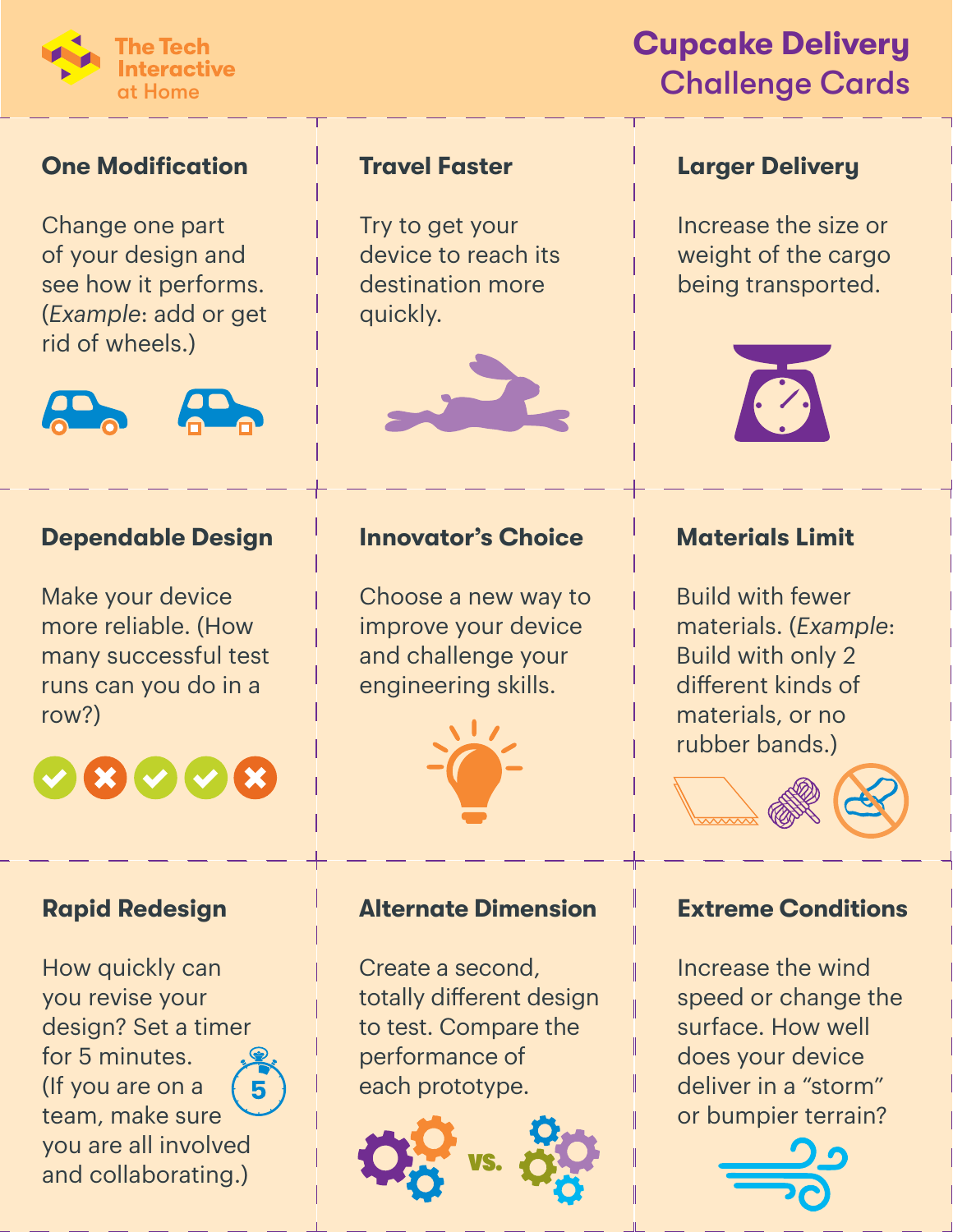The Tech Interactive at Home

# Cupcake Delivery Challenge Cards

## One Modification

Change one part of your design and see how it performs. (*Example*: add or get rid of wheels.)

## Travel Faster

Try to get your device to reach its destination more quickly.

## Larger Delivery

Increase the size or weight of the cargo being transported.

## Dependable Design

Make your device more reliable. (How many successful test runs can you do in a row?)

## Innovator's Choice

Choose a new way to improve your device and challenge your engineering skills.

## Materials Limit

Build with fewer materials. (*Example*: Build with only 2 different kinds of materials, or no rubber bands.)

## Rapid Redesign

How quickly can you revise your design? Set a timer for 5 minutes. (If you are on a team, make sure you are all involved and collaborating.)

5

## Alternate Dimension

Create a second, totally different design to test. Compare the performance of each prototype.

vs.

## Extreme Conditions

Increase the wind speed or change the surface. How well does your device deliver in a "storm" or bumpier terrain?